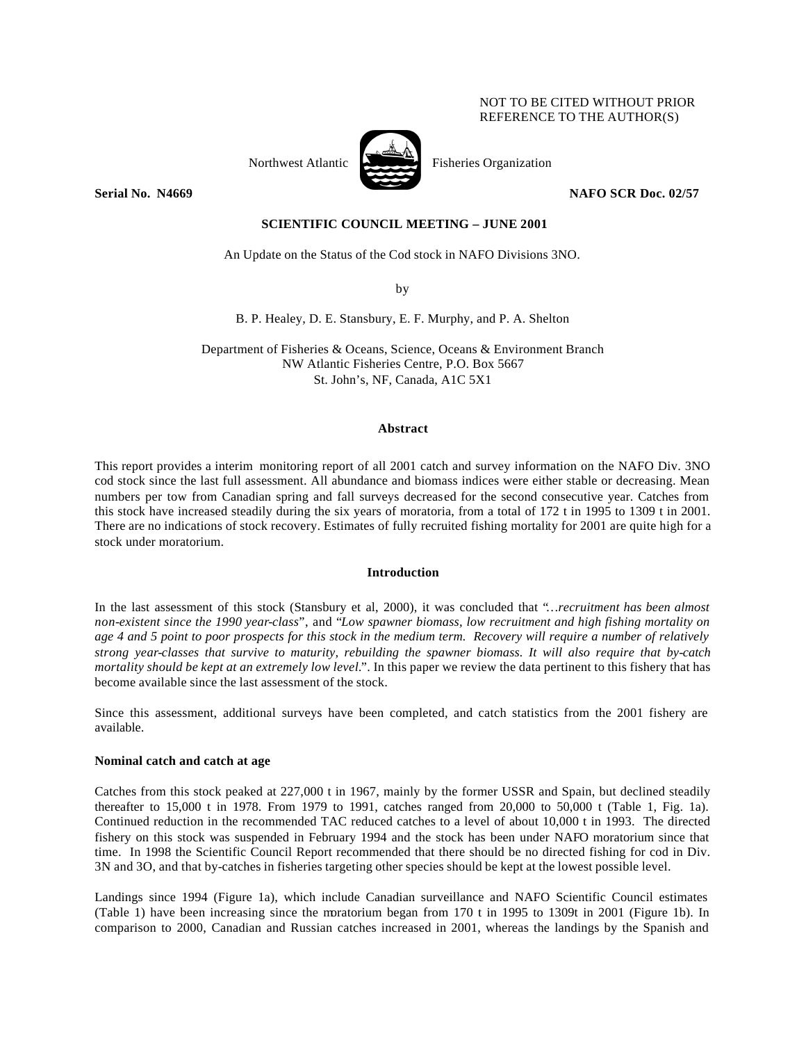NOT TO BE CITED WITHOUT PRIOR REFERENCE TO THE AUTHOR(S)

Northwest Atlantic Fisheries Organization

**Serial No. N4669** **NAFO SCR Doc. 02/57**

**SCIENTIFIC COUNCIL MEETING – JUNE 2001**

An Update on the Status of the Cod stock in NAFO Divisions 3NO.

by

B. P. Healey, D. E. Stansbury, E. F. Murphy, and P. A. Shelton

Department of Fisheries & Oceans, Science, Oceans & Environment Branch
NW Atlantic Fisheries Centre, P.O. Box 5667
St. John's, NF, Canada, A1C 5X1

## Abstract

This report provides a interim monitoring report of all 2001 catch and survey information on the NAFO Div. 3NO cod stock since the last full assessment. All abundance and biomass indices were either stable or decreasing. Mean numbers per tow from Canadian spring and fall surveys decreased for the second consecutive year. Catches from this stock have increased steadily during the six years of moratoria, from a total of 172 t in 1995 to 1309 t in 2001. There are no indications of stock recovery. Estimates of fully recruited fishing mortality for 2001 are quite high for a stock under moratorium.

## Introduction

In the last assessment of this stock (Stansbury et al, 2000), it was concluded that "*…recruitment has been almost non-existent since the 1990 year-class*", and "*Low spawner biomass, low recruitment and high fishing mortality on age 4 and 5 point to poor prospects for this stock in the medium term. Recovery will require a number of relatively strong year-classes that survive to maturity, rebuilding the spawner biomass. It will also require that by-catch mortality should be kept at an extremely low level.*". In this paper we review the data pertinent to this fishery that has become available since the last assessment of the stock.

Since this assessment, additional surveys have been completed, and catch statistics from the 2001 fishery are available.

### Nominal catch and catch at age

Catches from this stock peaked at 227,000 t in 1967, mainly by the former USSR and Spain, but declined steadily thereafter to 15,000 t in 1978. From 1979 to 1991, catches ranged from 20,000 to 50,000 t (Table 1, Fig. 1a). Continued reduction in the recommended TAC reduced catches to a level of about 10,000 t in 1993. The directed fishery on this stock was suspended in February 1994 and the stock has been under NAFO moratorium since that time. In 1998 the Scientific Council Report recommended that there should be no directed fishing for cod in Div. 3N and 3O, and that by-catches in fisheries targeting other species should be kept at the lowest possible level.

Landings since 1994 (Figure 1a), which include Canadian surveillance and NAFO Scientific Council estimates (Table 1) have been increasing since the moratorium began from 170 t in 1995 to 1309t in 2001 (Figure 1b). In comparison to 2000, Canadian and Russian catches increased in 2001, whereas the landings by the Spanish and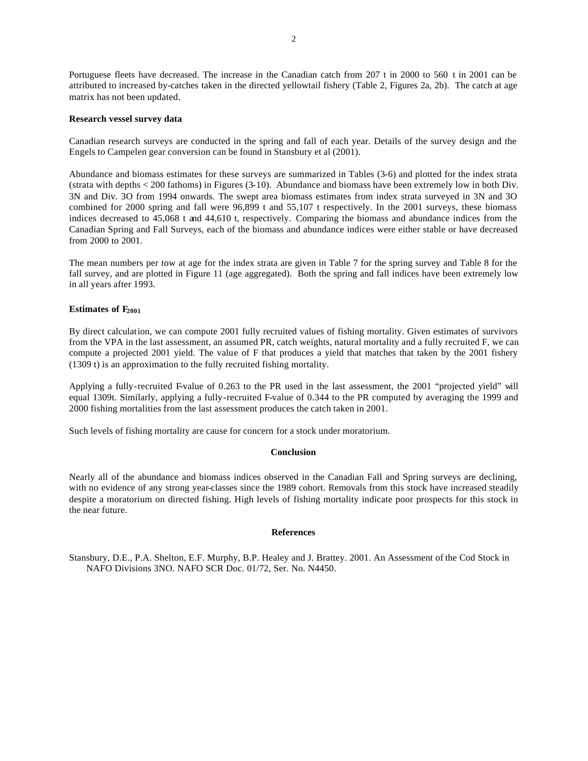Portuguese fleets have decreased. The increase in the Canadian catch from 207 t in 2000 to 560 t in 2001 can be attributed to increased by-catches taken in the directed yellowtail fishery (Table 2, Figures 2a, 2b). The catch at age matrix has not been updated.

**Research vessel survey data**

Canadian research surveys are conducted in the spring and fall of each year. Details of the survey design and the Engels to Campelen gear conversion can be found in Stansbury et al (2001).

Abundance and biomass estimates for these surveys are summarized in Tables (3-6) and plotted for the index strata (strata with depths < 200 fathoms) in Figures (3-10). Abundance and biomass have been extremely low in both Div. 3N and Div. 3O from 1994 onwards. The swept area biomass estimates from index strata surveyed in 3N and 3O combined for 2000 spring and fall were 96,899 t and 55,107 t respectively. In the 2001 surveys, these biomass indices decreased to 45,068 t and 44,610 t, respectively. Comparing the biomass and abundance indices from the Canadian Spring and Fall Surveys, each of the biomass and abundance indices were either stable or have decreased from 2000 to 2001.

The mean numbers per tow at age for the index strata are given in Table 7 for the spring survey and Table 8 for the fall survey, and are plotted in Figure 11 (age aggregated). Both the spring and fall indices have been extremely low in all years after 1993.

**Estimates of $F_{2001}$**

By direct calculation, we can compute 2001 fully recruited values of fishing mortality. Given estimates of survivors from the VPA in the last assessment, an assumed PR, catch weights, natural mortality and a fully recruited F, we can compute a projected 2001 yield. The value of F that produces a yield that matches that taken by the 2001 fishery (1309 t) is an approximation to the fully recruited fishing mortality.

Applying a fully-recruited F-value of 0.263 to the PR used in the last assessment, the 2001 "projected yield" will equal 1309t. Similarly, applying a fully-recruited F-value of 0.344 to the PR computed by averaging the 1999 and 2000 fishing mortalities from the last assessment produces the catch taken in 2001.

Such levels of fishing mortality are cause for concern for a stock under moratorium.

**Conclusion**

Nearly all of the abundance and biomass indices observed in the Canadian Fall and Spring surveys are declining, with no evidence of any strong year-classes since the 1989 cohort. Removals from this stock have increased steadily despite a moratorium on directed fishing. High levels of fishing mortality indicate poor prospects for this stock in the near future.

**References**

Stansbury, D.E., P.A. Shelton, E.F. Murphy, B.P. Healey and J. Brattey. 2001. An Assessment of the Cod Stock in NAFO Divisions 3NO. NAFO SCR Doc. 01/72, Ser. No. N4450.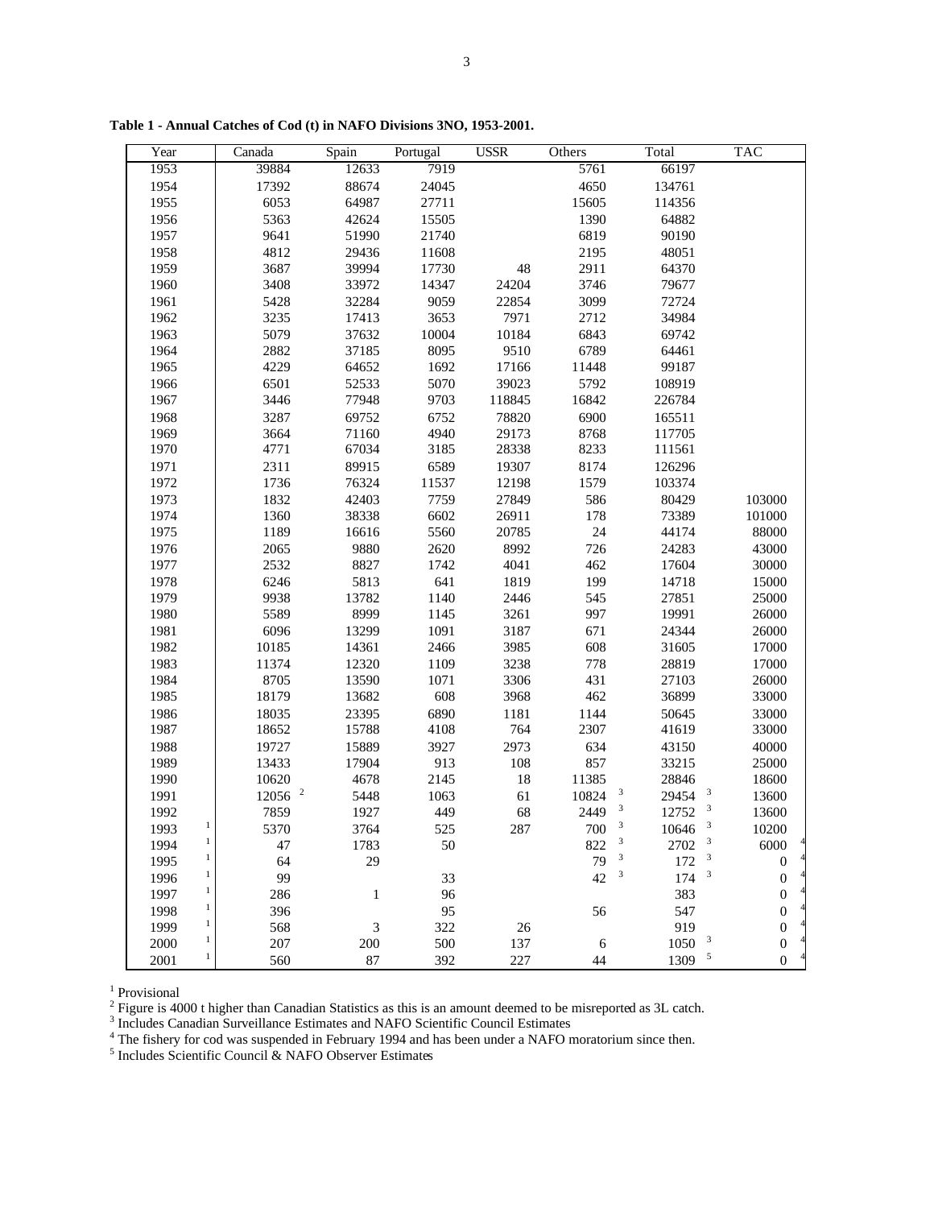**Table 1 - Annual Catches of Cod (t) in NAFO Divisions 3NO, 1953-2001.**

| Year | Canada | Spain | Portugal | USSR | Others | Total | TAC |
|---|---|---|---|---|---|---|---|
| 1953 | 39884 | 12633 | 7919 | | 5761 | 66197 | |
| 1954 | 17392 | 88674 | 24045 | | 4650 | 134761 | |
| 1955 | 6053 | 64987 | 27711 | | 15605 | 114356 | |
| 1956 | 5363 | 42624 | 15505 | | 1390 | 64882 | |
| 1957 | 9641 | 51990 | 21740 | | 6819 | 90190 | |
| 1958 | 4812 | 29436 | 11608 | | 2195 | 48051 | |
| 1959 | 3687 | 39994 | 17730 | 48 | 2911 | 64370 | |
| 1960 | 3408 | 33972 | 14347 | 24204 | 3746 | 79677 | |
| 1961 | 5428 | 32284 | 9059 | 22854 | 3099 | 72724 | |
| 1962 | 3235 | 17413 | 3653 | 7971 | 2712 | 34984 | |
| 1963 | 5079 | 37632 | 10004 | 10184 | 6843 | 69742 | |
| 1964 | 2882 | 37185 | 8095 | 9510 | 6789 | 64461 | |
| 1965 | 4229 | 64652 | 1692 | 17166 | 11448 | 99187 | |
| 1966 | 6501 | 52533 | 5070 | 39023 | 5792 | 108919 | |
| 1967 | 3446 | 77948 | 9703 | 118845 | 16842 | 226784 | |
| 1968 | 3287 | 69752 | 6752 | 78820 | 6900 | 165511 | |
| 1969 | 3664 | 71160 | 4940 | 29173 | 8768 | 117705 | |
| 1970 | 4771 | 67034 | 3185 | 28338 | 8233 | 111561 | |
| 1971 | 2311 | 89915 | 6589 | 19307 | 8174 | 126296 | |
| 1972 | 1736 | 76324 | 11537 | 12198 | 1579 | 103374 | |
| 1973 | 1832 | 42403 | 7759 | 27849 | 586 | 80429 | 103000 |
| 1974 | 1360 | 38338 | 6602 | 26911 | 178 | 73389 | 101000 |
| 1975 | 1189 | 16616 | 5560 | 20785 | 24 | 44174 | 88000 |
| 1976 | 2065 | 9880 | 2620 | 8992 | 726 | 24283 | 43000 |
| 1977 | 2532 | 8827 | 1742 | 4041 | 462 | 17604 | 30000 |
| 1978 | 6246 | 5813 | 641 | 1819 | 199 | 14718 | 15000 |
| 1979 | 9938 | 13782 | 1140 | 2446 | 545 | 27851 | 25000 |
| 1980 | 5589 | 8999 | 1145 | 3261 | 997 | 19991 | 26000 |
| 1981 | 6096 | 13299 | 1091 | 3187 | 671 | 24344 | 26000 |
| 1982 | 10185 | 14361 | 2466 | 3985 | 608 | 31605 | 17000 |
| 1983 | 11374 | 12320 | 1109 | 3238 | 778 | 28819 | 17000 |
| 1984 | 8705 | 13590 | 1071 | 3306 | 431 | 27103 | 26000 |
| 1985 | 18179 | 13682 | 608 | 3968 | 462 | 36899 | 33000 |
| 1986 | 18035 | 23395 | 6890 | 1181 | 1144 | 50645 | 33000 |
| 1987 | 18652 | 15788 | 4108 | 764 | 2307 | 41619 | 33000 |
| 1988 | 19727 | 15889 | 3927 | 2973 | 634 | 43150 | 40000 |
| 1989 | 13433 | 17904 | 913 | 108 | 857 | 33215 | 25000 |
| 1990 | 10620 | 4678 | 2145 | 18 | 11385 | 28846 | 18600 |
| 1991 | 12056 [2] | 5448 | 1063 | 61 | 10824 [3] | 29454 [3] | 13600 |
| 1992 | 7859 | 1927 | 449 | 68 | 2449 [3] | 12752 [3] | 13600 |
| 1993 [1] | 5370 | 3764 | 525 | 287 | 700 [3] | 10646 [3] | 10200 |
| 1994 [1] | 47 | 1783 | 50 | | 822 [3] | 2702 [3] | 6000 [4] |
| 1995 [1] | 64 | 29 | | | 79 [3] | 172 [3] | 0 [4] |
| 1996 [1] | 99 | | 33 | | 42 [3] | 174 [3] | 0 [4] |
| 1997 [1] | 286 | 1 | 96 | | | 383 | 0 [4] |
| 1998 [1] | 396 | | 95 | | 56 | 547 | 0 [4] |
| 1999 [1] | 568 | 3 | 322 | 26 | | 919 | 0 [4] |
| 2000 [1] | 207 | 200 | 500 | 137 | 6 | 1050 [3] | 0 [4] |
| 2001 [1] | 560 | 87 | 392 | 227 | 44 | 1309 [5] | 0 [4] |

[1] Provisional

[2] Figure is 4000 t higher than Canadian Statistics as this is an amount deemed to be misreported as 3L catch.

[3] Includes Canadian Surveillance Estimates and NAFO Scientific Council Estimates

[4] The fishery for cod was suspended in February 1994 and has been under a NAFO moratorium since then.

[5] Includes Scientific Council & NAFO Observer Estimates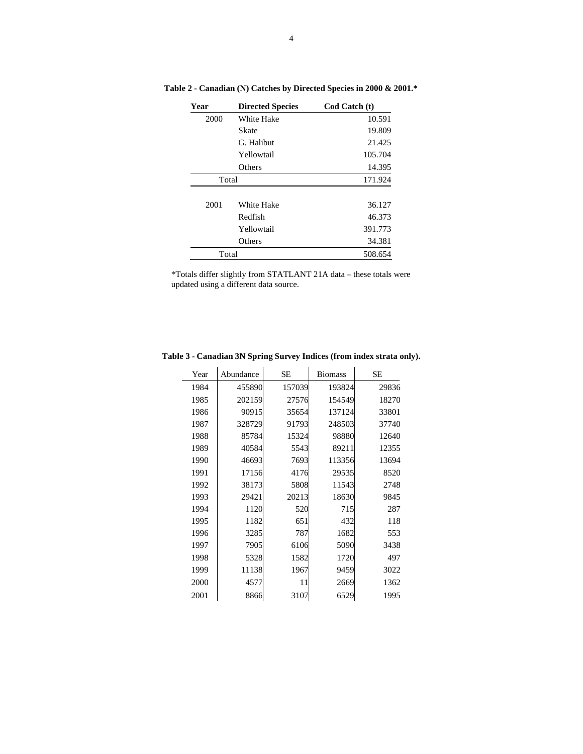**Table 2 - Canadian (N) Catches by Directed Species in 2000 & 2001.***

| Year | Directed Species | Cod Catch (t) |
|---|---|---|
| 2000 | White Hake | 10.591 |
| | Skate | 19.809 |
| | G. Halibut | 21.425 |
| | Yellowtail | 105.704 |
| | Others | 14.395 |
| Total | | 171.924 |
| 2001 | White Hake | 36.127 |
| | Redfish | 46.373 |
| | Yellowtail | 391.773 |
| | Others | 34.381 |
| Total | | 508.654 |

*Totals differ slightly from STATLANT 21A data – these totals were updated using a different data source.

**Table 3 - Canadian 3N Spring Survey Indices (from index strata only).**

| Year | Abundance | SE | Biomass | SE |
|---|---|---|---|---|
| 1984 | 455890 | 157039 | 193824 | 29836 |
| 1985 | 202159 | 27576 | 154549 | 18270 |
| 1986 | 90915 | 35654 | 137124 | 33801 |
| 1987 | 328729 | 91793 | 248503 | 37740 |
| 1988 | 85784 | 15324 | 98880 | 12640 |
| 1989 | 40584 | 5543 | 89211 | 12355 |
| 1990 | 46693 | 7693 | 113356 | 13694 |
| 1991 | 17156 | 4176 | 29535 | 8520 |
| 1992 | 38173 | 5808 | 11543 | 2748 |
| 1993 | 29421 | 20213 | 18630 | 9845 |
| 1994 | 1120 | 520 | 715 | 287 |
| 1995 | 1182 | 651 | 432 | 118 |
| 1996 | 3285 | 787 | 1682 | 553 |
| 1997 | 7905 | 6106 | 5090 | 3438 |
| 1998 | 5328 | 1582 | 1720 | 497 |
| 1999 | 11138 | 1967 | 9459 | 3022 |
| 2000 | 4577 | 11 | 2669 | 1362 |
| 2001 | 8866 | 3107 | 6529 | 1995 |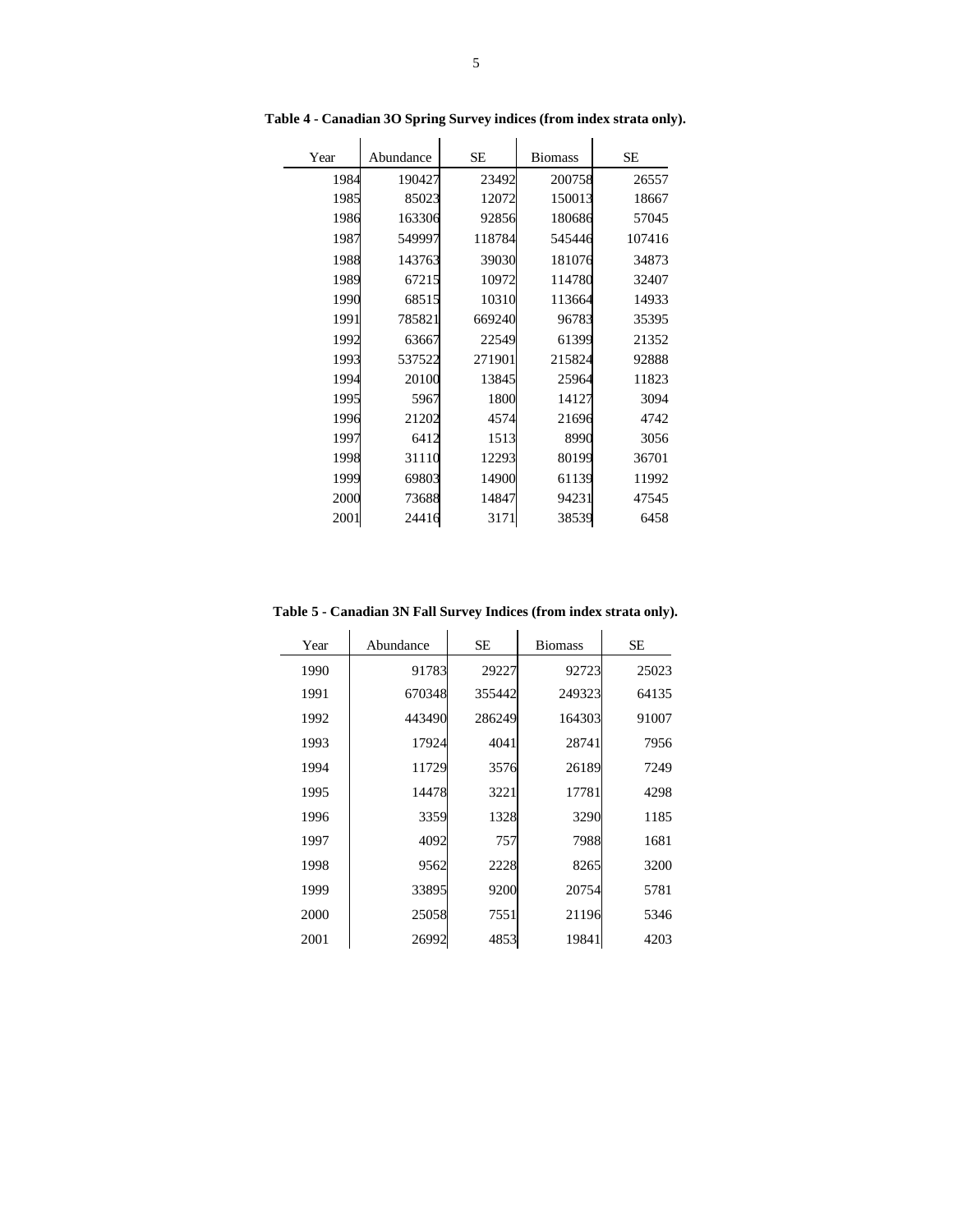**Table 4 - Canadian 3O Spring Survey indices (from index strata only).**

| Year | Abundance | SE | Biomass | SE |
|---|---|---|---|---|
| 1984 | 190427 | 23492 | 200758 | 26557 |
| 1985 | 85023 | 12072 | 150013 | 18667 |
| 1986 | 163306 | 92856 | 180686 | 57045 |
| 1987 | 549997 | 118784 | 545446 | 107416 |
| 1988 | 143763 | 39030 | 181076 | 34873 |
| 1989 | 67215 | 10972 | 114780 | 32407 |
| 1990 | 68515 | 10310 | 113664 | 14933 |
| 1991 | 785821 | 669240 | 96783 | 35395 |
| 1992 | 63667 | 22549 | 61399 | 21352 |
| 1993 | 537522 | 271901 | 215824 | 92888 |
| 1994 | 20100 | 13845 | 25964 | 11823 |
| 1995 | 5967 | 1800 | 14127 | 3094 |
| 1996 | 21202 | 4574 | 21696 | 4742 |
| 1997 | 6412 | 1513 | 8990 | 3056 |
| 1998 | 31110 | 12293 | 80199 | 36701 |
| 1999 | 69803 | 14900 | 61139 | 11992 |
| 2000 | 73688 | 14847 | 94231 | 47545 |
| 2001 | 24416 | 3171 | 38539 | 6458 |

**Table 5 - Canadian 3N Fall Survey Indices (from index strata only).**

| Year | Abundance | SE | Biomass | SE |
|---|---|---|---|---|
| 1990 | 91783 | 29227 | 92723 | 25023 |
| 1991 | 670348 | 355442 | 249323 | 64135 |
| 1992 | 443490 | 286249 | 164303 | 91007 |
| 1993 | 17924 | 4041 | 28741 | 7956 |
| 1994 | 11729 | 3576 | 26189 | 7249 |
| 1995 | 14478 | 3221 | 17781 | 4298 |
| 1996 | 3359 | 1328 | 3290 | 1185 |
| 1997 | 4092 | 757 | 7988 | 1681 |
| 1998 | 9562 | 2228 | 8265 | 3200 |
| 1999 | 33895 | 9200 | 20754 | 5781 |
| 2000 | 25058 | 7551 | 21196 | 5346 |
| 2001 | 26992 | 4853 | 19841 | 4203 |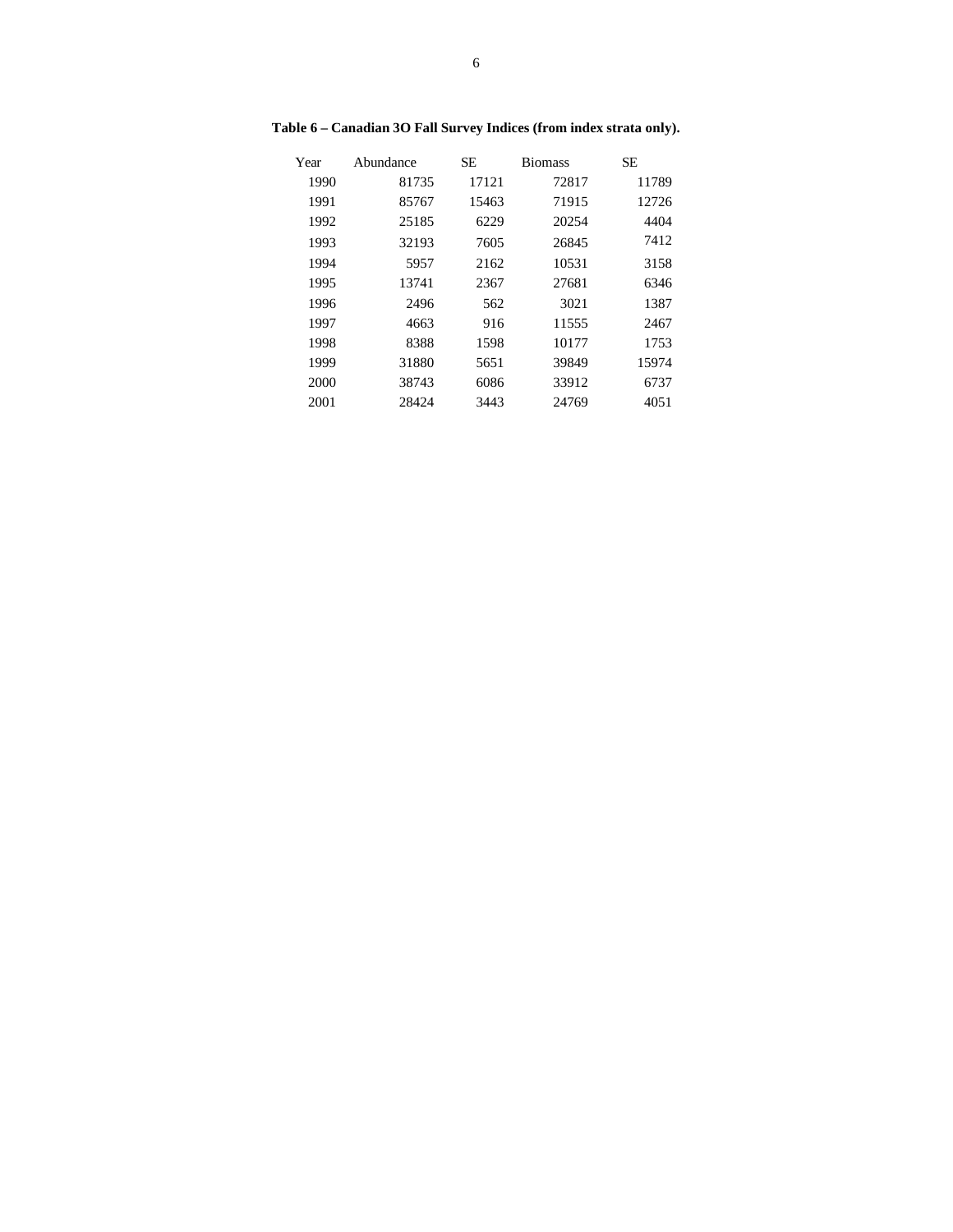**Table 6 – Canadian 3O Fall Survey Indices (from index strata only).**

| Year | Abundance | SE | Biomass | SE |
|---|---|---|---|---|
| 1990 | 81735 | 17121 | 72817 | 11789 |
| 1991 | 85767 | 15463 | 71915 | 12726 |
| 1992 | 25185 | 6229 | 20254 | 4404 |
| 1993 | 32193 | 7605 | 26845 | 7412 |
| 1994 | 5957 | 2162 | 10531 | 3158 |
| 1995 | 13741 | 2367 | 27681 | 6346 |
| 1996 | 2496 | 562 | 3021 | 1387 |
| 1997 | 4663 | 916 | 11555 | 2467 |
| 1998 | 8388 | 1598 | 10177 | 1753 |
| 1999 | 31880 | 5651 | 39849 | 15974 |
| 2000 | 38743 | 6086 | 33912 | 6737 |
| 2001 | 28424 | 3443 | 24769 | 4051 |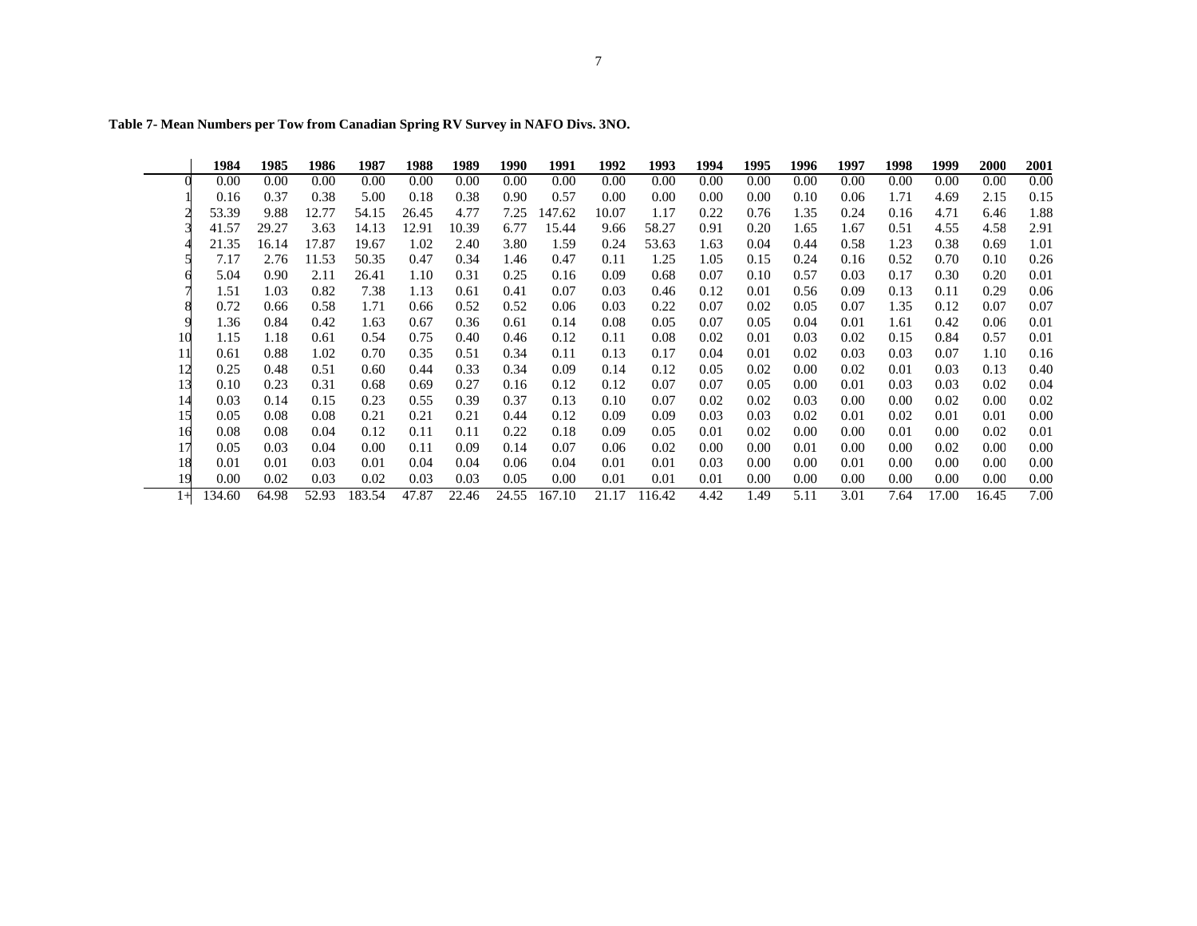**Table 7- Mean Numbers per Tow from Canadian Spring RV Survey in NAFO Divs. 3NO.**

| | 1984 | 1985 | 1986 | 1987 | 1988 | 1989 | 1990 | 1991 | 1992 | 1993 | 1994 | 1995 | 1996 | 1997 | 1998 | 1999 | 2000 | 2001 |
|---|---|---|---|---|---|---|---|---|---|---|---|---|---|---|---|---|---|---|
| 0 | 0.00 | 0.00 | 0.00 | 0.00 | 0.00 | 0.00 | 0.00 | 0.00 | 0.00 | 0.00 | 0.00 | 0.00 | 0.00 | 0.00 | 0.00 | 0.00 | 0.00 | 0.00 |
| 1 | 0.16 | 0.37 | 0.38 | 5.00 | 0.18 | 0.38 | 0.90 | 0.57 | 0.00 | 0.00 | 0.00 | 0.00 | 0.10 | 0.06 | 1.71 | 4.69 | 2.15 | 0.15 |
| 2 | 53.39 | 9.88 | 12.77 | 54.15 | 26.45 | 4.77 | 7.25 | 147.62 | 10.07 | 1.17 | 0.22 | 0.76 | 1.35 | 0.24 | 0.16 | 4.71 | 6.46 | 1.88 |
| 3 | 41.57 | 29.27 | 3.63 | 14.13 | 12.91 | 10.39 | 6.77 | 15.44 | 9.66 | 58.27 | 0.91 | 0.20 | 1.65 | 1.67 | 0.51 | 4.55 | 4.58 | 2.91 |
| 4 | 21.35 | 16.14 | 17.87 | 19.67 | 1.02 | 2.40 | 3.80 | 1.59 | 0.24 | 53.63 | 1.63 | 0.04 | 0.44 | 0.58 | 1.23 | 0.38 | 0.69 | 1.01 |
| 5 | 7.17 | 2.76 | 11.53 | 50.35 | 0.47 | 0.34 | 1.46 | 0.47 | 0.11 | 1.25 | 1.05 | 0.15 | 0.24 | 0.16 | 0.52 | 0.70 | 0.10 | 0.26 |
| 6 | 5.04 | 0.90 | 2.11 | 26.41 | 1.10 | 0.31 | 0.25 | 0.16 | 0.09 | 0.68 | 0.07 | 0.10 | 0.57 | 0.03 | 0.17 | 0.30 | 0.20 | 0.01 |
| 7 | 1.51 | 1.03 | 0.82 | 7.38 | 1.13 | 0.61 | 0.41 | 0.07 | 0.03 | 0.46 | 0.12 | 0.01 | 0.56 | 0.09 | 0.13 | 0.11 | 0.29 | 0.06 |
| 8 | 0.72 | 0.66 | 0.58 | 1.71 | 0.66 | 0.52 | 0.52 | 0.06 | 0.03 | 0.22 | 0.07 | 0.02 | 0.05 | 0.07 | 1.35 | 0.12 | 0.07 | 0.07 |
| 9 | 1.36 | 0.84 | 0.42 | 1.63 | 0.67 | 0.36 | 0.61 | 0.14 | 0.08 | 0.05 | 0.07 | 0.05 | 0.04 | 0.01 | 1.61 | 0.42 | 0.06 | 0.01 |
| 10 | 1.15 | 1.18 | 0.61 | 0.54 | 0.75 | 0.40 | 0.46 | 0.12 | 0.11 | 0.08 | 0.02 | 0.01 | 0.03 | 0.02 | 0.15 | 0.84 | 0.57 | 0.01 |
| 11 | 0.61 | 0.88 | 1.02 | 0.70 | 0.35 | 0.51 | 0.34 | 0.11 | 0.13 | 0.17 | 0.04 | 0.01 | 0.02 | 0.03 | 0.03 | 0.07 | 1.10 | 0.16 |
| 12 | 0.25 | 0.48 | 0.51 | 0.60 | 0.44 | 0.33 | 0.34 | 0.09 | 0.14 | 0.12 | 0.05 | 0.02 | 0.00 | 0.02 | 0.01 | 0.03 | 0.13 | 0.40 |
| 13 | 0.10 | 0.23 | 0.31 | 0.68 | 0.69 | 0.27 | 0.16 | 0.12 | 0.12 | 0.07 | 0.07 | 0.05 | 0.00 | 0.01 | 0.03 | 0.03 | 0.02 | 0.04 |
| 14 | 0.03 | 0.14 | 0.15 | 0.23 | 0.55 | 0.39 | 0.37 | 0.13 | 0.10 | 0.07 | 0.02 | 0.02 | 0.03 | 0.00 | 0.00 | 0.02 | 0.00 | 0.02 |
| 15 | 0.05 | 0.08 | 0.08 | 0.21 | 0.21 | 0.21 | 0.44 | 0.12 | 0.09 | 0.09 | 0.03 | 0.03 | 0.02 | 0.01 | 0.02 | 0.01 | 0.01 | 0.00 |
| 16 | 0.08 | 0.08 | 0.04 | 0.12 | 0.11 | 0.11 | 0.22 | 0.18 | 0.09 | 0.05 | 0.01 | 0.02 | 0.00 | 0.00 | 0.01 | 0.00 | 0.02 | 0.01 |
| 17 | 0.05 | 0.03 | 0.04 | 0.00 | 0.11 | 0.09 | 0.14 | 0.07 | 0.06 | 0.02 | 0.00 | 0.00 | 0.01 | 0.00 | 0.00 | 0.02 | 0.00 | 0.00 |
| 18 | 0.01 | 0.01 | 0.03 | 0.01 | 0.04 | 0.04 | 0.06 | 0.04 | 0.01 | 0.01 | 0.03 | 0.00 | 0.00 | 0.01 | 0.00 | 0.00 | 0.00 | 0.00 |
| 19 | 0.00 | 0.02 | 0.03 | 0.02 | 0.03 | 0.03 | 0.05 | 0.00 | 0.01 | 0.01 | 0.01 | 0.00 | 0.00 | 0.00 | 0.00 | 0.00 | 0.00 | 0.00 |
| 1+ | 134.60 | 64.98 | 52.93 | 183.54 | 47.87 | 22.46 | 24.55 | 167.10 | 21.17 | 116.42 | 4.42 | 1.49 | 5.11 | 3.01 | 7.64 | 17.00 | 16.45 | 7.00 |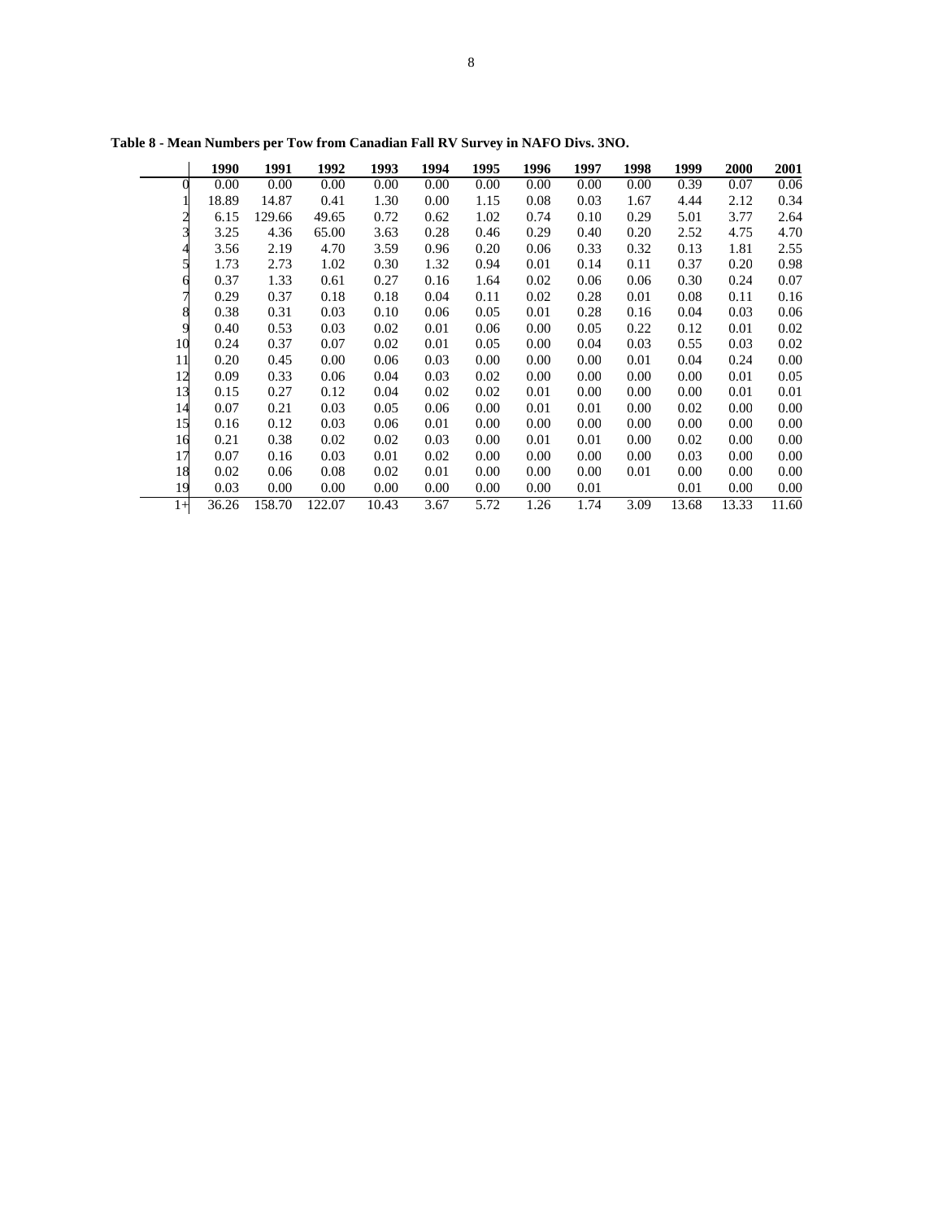**Table 8 - Mean Numbers per Tow from Canadian Fall RV Survey in NAFO Divs. 3NO.**

| | 1990 | 1991 | 1992 | 1993 | 1994 | 1995 | 1996 | 1997 | 1998 | 1999 | 2000 | 2001 |
|---|---|---|---|---|---|---|---|---|---|---|---|---|
| 0 | 0.00 | 0.00 | 0.00 | 0.00 | 0.00 | 0.00 | 0.00 | 0.00 | 0.00 | 0.39 | 0.07 | 0.06 |
| 1 | 18.89 | 14.87 | 0.41 | 1.30 | 0.00 | 1.15 | 0.08 | 0.03 | 1.67 | 4.44 | 2.12 | 0.34 |
| 2 | 6.15 | 129.66 | 49.65 | 0.72 | 0.62 | 1.02 | 0.74 | 0.10 | 0.29 | 5.01 | 3.77 | 2.64 |
| 3 | 3.25 | 4.36 | 65.00 | 3.63 | 0.28 | 0.46 | 0.29 | 0.40 | 0.20 | 2.52 | 4.75 | 4.70 |
| 4 | 3.56 | 2.19 | 4.70 | 3.59 | 0.96 | 0.20 | 0.06 | 0.33 | 0.32 | 0.13 | 1.81 | 2.55 |
| 5 | 1.73 | 2.73 | 1.02 | 0.30 | 1.32 | 0.94 | 0.01 | 0.14 | 0.11 | 0.37 | 0.20 | 0.98 |
| 6 | 0.37 | 1.33 | 0.61 | 0.27 | 0.16 | 1.64 | 0.02 | 0.06 | 0.06 | 0.30 | 0.24 | 0.07 |
| 7 | 0.29 | 0.37 | 0.18 | 0.18 | 0.04 | 0.11 | 0.02 | 0.28 | 0.01 | 0.08 | 0.11 | 0.16 |
| 8 | 0.38 | 0.31 | 0.03 | 0.10 | 0.06 | 0.05 | 0.01 | 0.28 | 0.16 | 0.04 | 0.03 | 0.06 |
| 9 | 0.40 | 0.53 | 0.03 | 0.02 | 0.01 | 0.06 | 0.00 | 0.05 | 0.22 | 0.12 | 0.01 | 0.02 |
| 10 | 0.24 | 0.37 | 0.07 | 0.02 | 0.01 | 0.05 | 0.00 | 0.04 | 0.03 | 0.55 | 0.03 | 0.02 |
| 11 | 0.20 | 0.45 | 0.00 | 0.06 | 0.03 | 0.00 | 0.00 | 0.00 | 0.01 | 0.04 | 0.24 | 0.00 |
| 12 | 0.09 | 0.33 | 0.06 | 0.04 | 0.03 | 0.02 | 0.00 | 0.00 | 0.00 | 0.00 | 0.01 | 0.05 |
| 13 | 0.15 | 0.27 | 0.12 | 0.04 | 0.02 | 0.02 | 0.01 | 0.00 | 0.00 | 0.00 | 0.01 | 0.01 |
| 14 | 0.07 | 0.21 | 0.03 | 0.05 | 0.06 | 0.00 | 0.01 | 0.01 | 0.00 | 0.02 | 0.00 | 0.00 |
| 15 | 0.16 | 0.12 | 0.03 | 0.06 | 0.01 | 0.00 | 0.00 | 0.00 | 0.00 | 0.00 | 0.00 | 0.00 |
| 16 | 0.21 | 0.38 | 0.02 | 0.02 | 0.03 | 0.00 | 0.01 | 0.01 | 0.00 | 0.02 | 0.00 | 0.00 |
| 17 | 0.07 | 0.16 | 0.03 | 0.01 | 0.02 | 0.00 | 0.00 | 0.00 | 0.00 | 0.03 | 0.00 | 0.00 |
| 18 | 0.02 | 0.06 | 0.08 | 0.02 | 0.01 | 0.00 | 0.00 | 0.00 | 0.01 | 0.00 | 0.00 | 0.00 |
| 19 | 0.03 | 0.00 | 0.00 | 0.00 | 0.00 | 0.00 | 0.00 | 0.01 | | 0.01 | 0.00 | 0.00 |
| 1+ | 36.26 | 158.70 | 122.07 | 10.43 | 3.67 | 5.72 | 1.26 | 1.74 | 3.09 | 13.68 | 13.33 | 11.60 |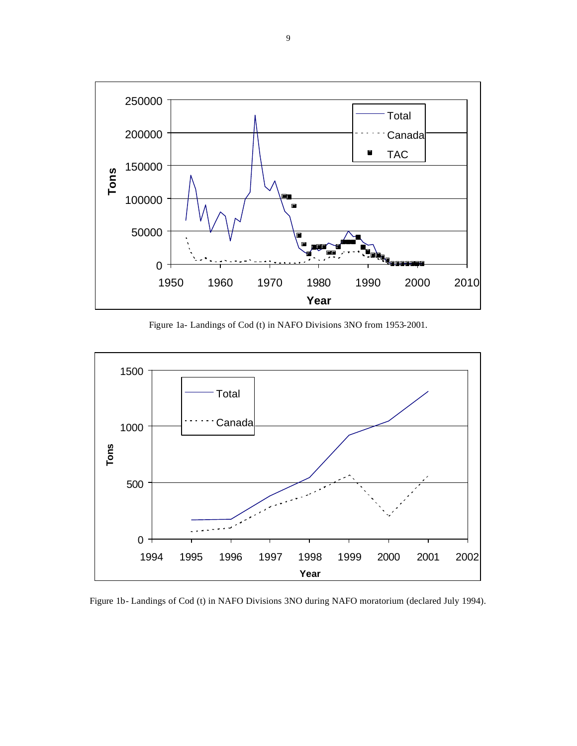Figure 1a- Landings of Cod (t) in NAFO Divisions 3NO from 1953-2001.

Figure 1b- Landings of Cod (t) in NAFO Divisions 3NO during NAFO moratorium (declared July 1994).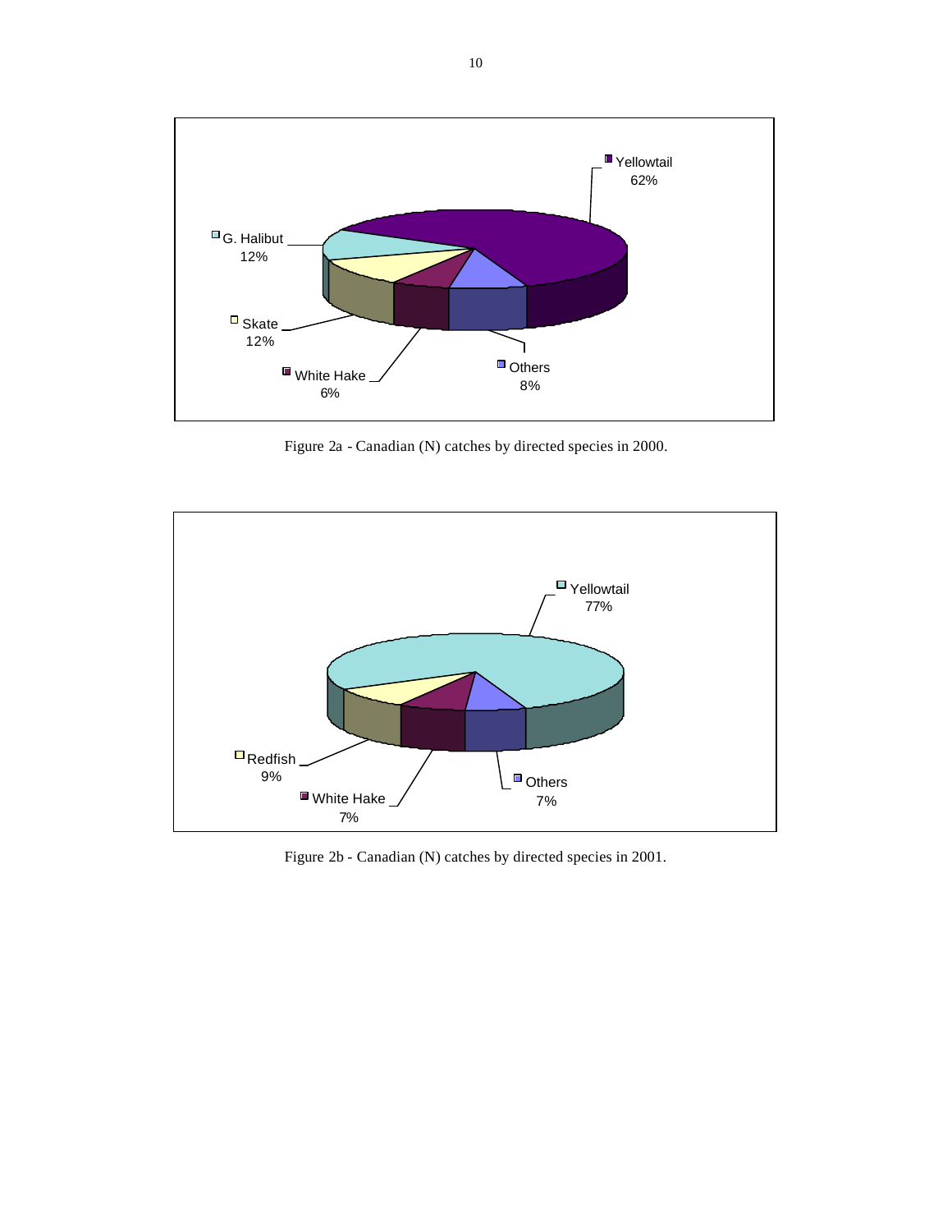Yellowtail 62%

G. Halibut 12%

Skate 12%

White Hake 6%

Others 8%

Figure 2a - Canadian (N) catches by directed species in 2000.

Yellowtail 77%

Redfish 9%

White Hake 7%

Others 7%

Figure 2b - Canadian (N) catches by directed species in 2001.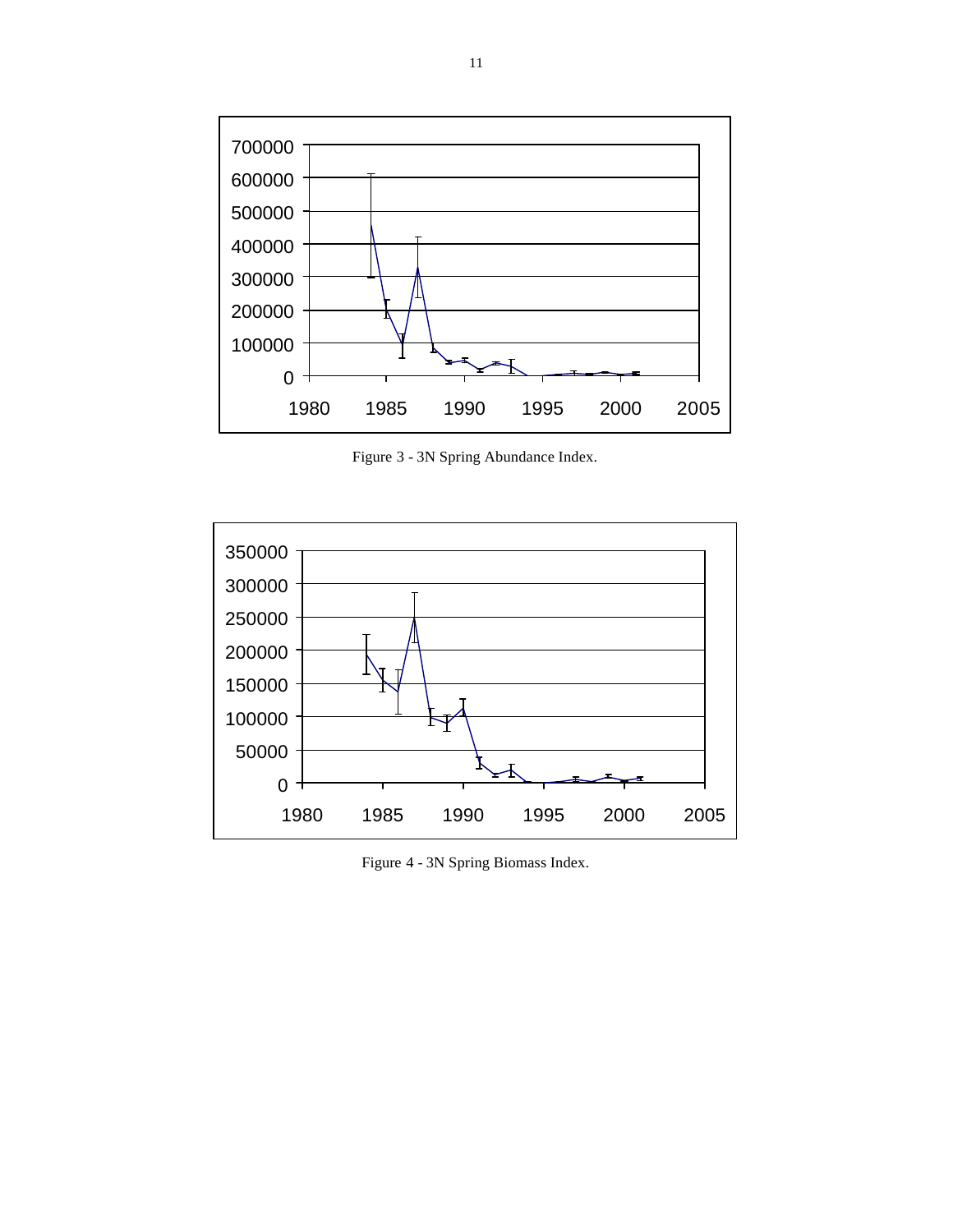Figure 3 - 3N Spring Abundance Index.

Figure 4 - 3N Spring Biomass Index.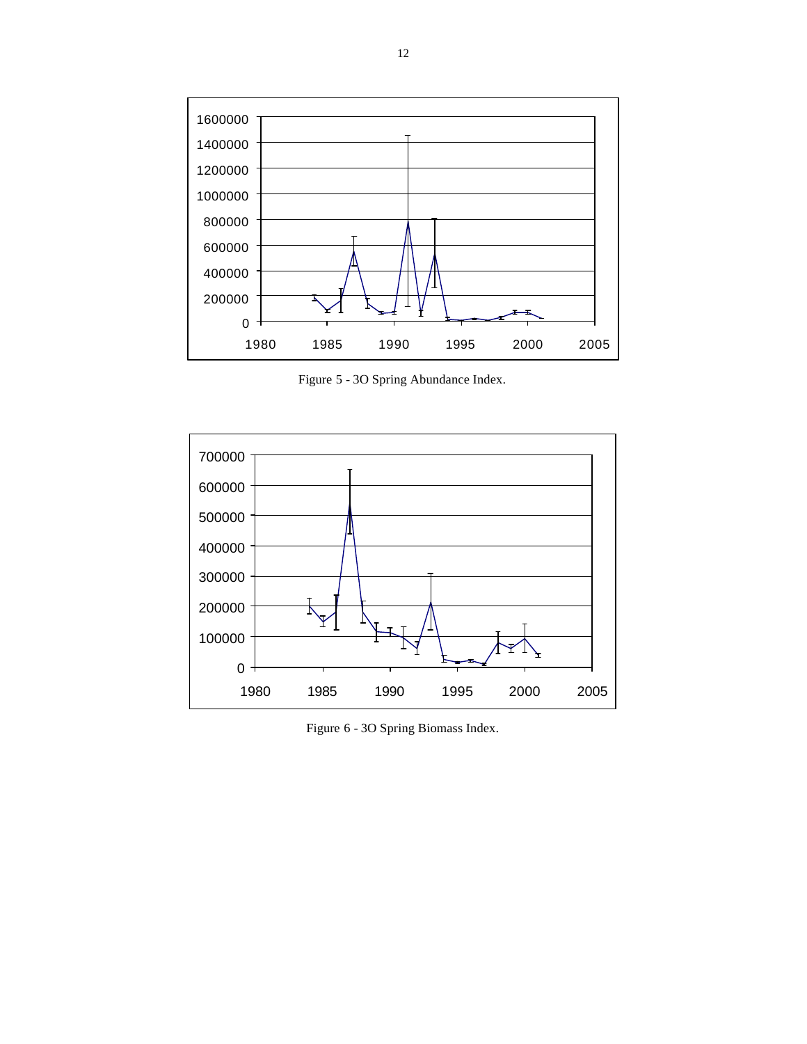Figure 5 - 3O Spring Abundance Index.

Figure 6 - 3O Spring Biomass Index.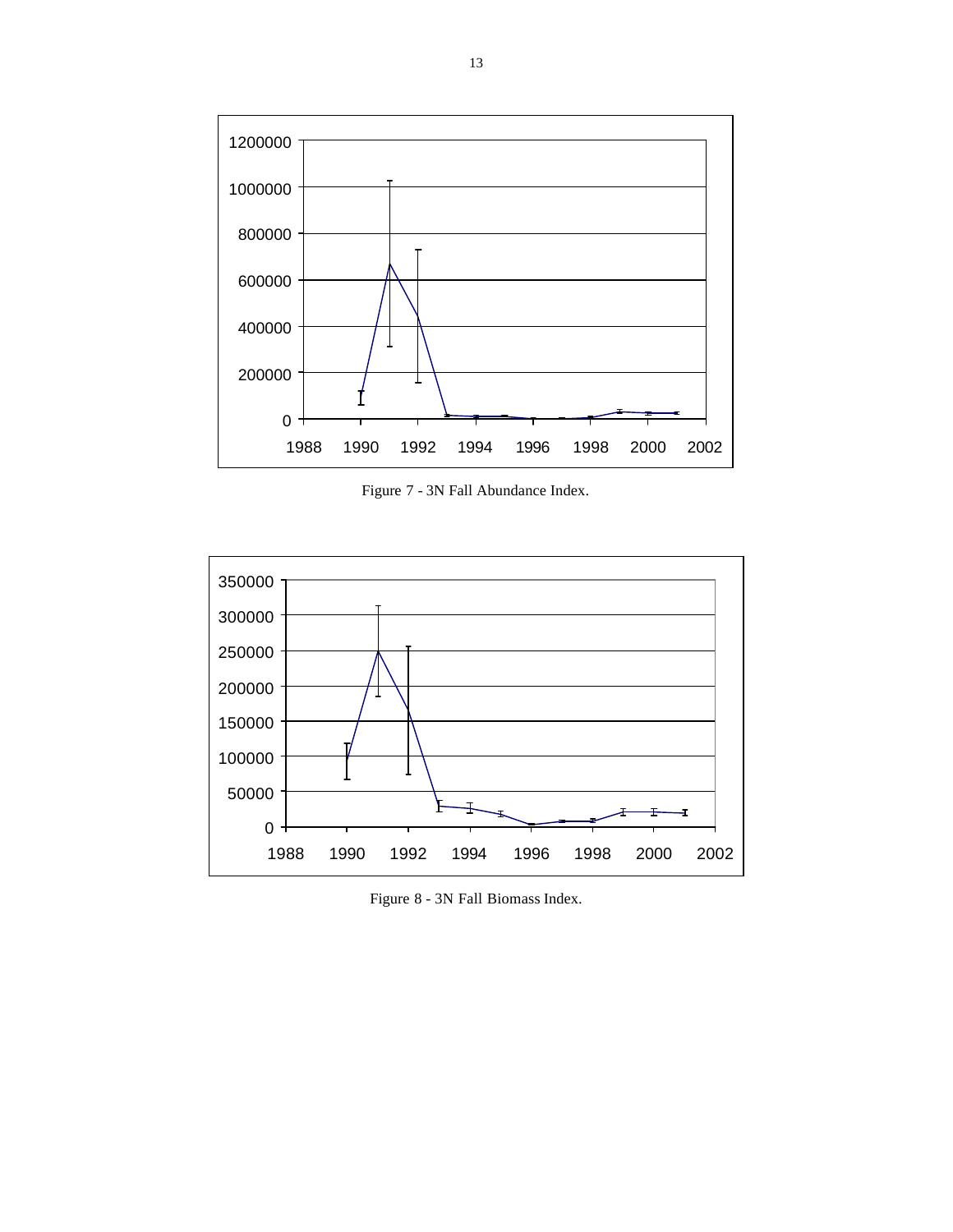Figure 7 - 3N Fall Abundance Index.

Figure 8 - 3N Fall Biomass Index.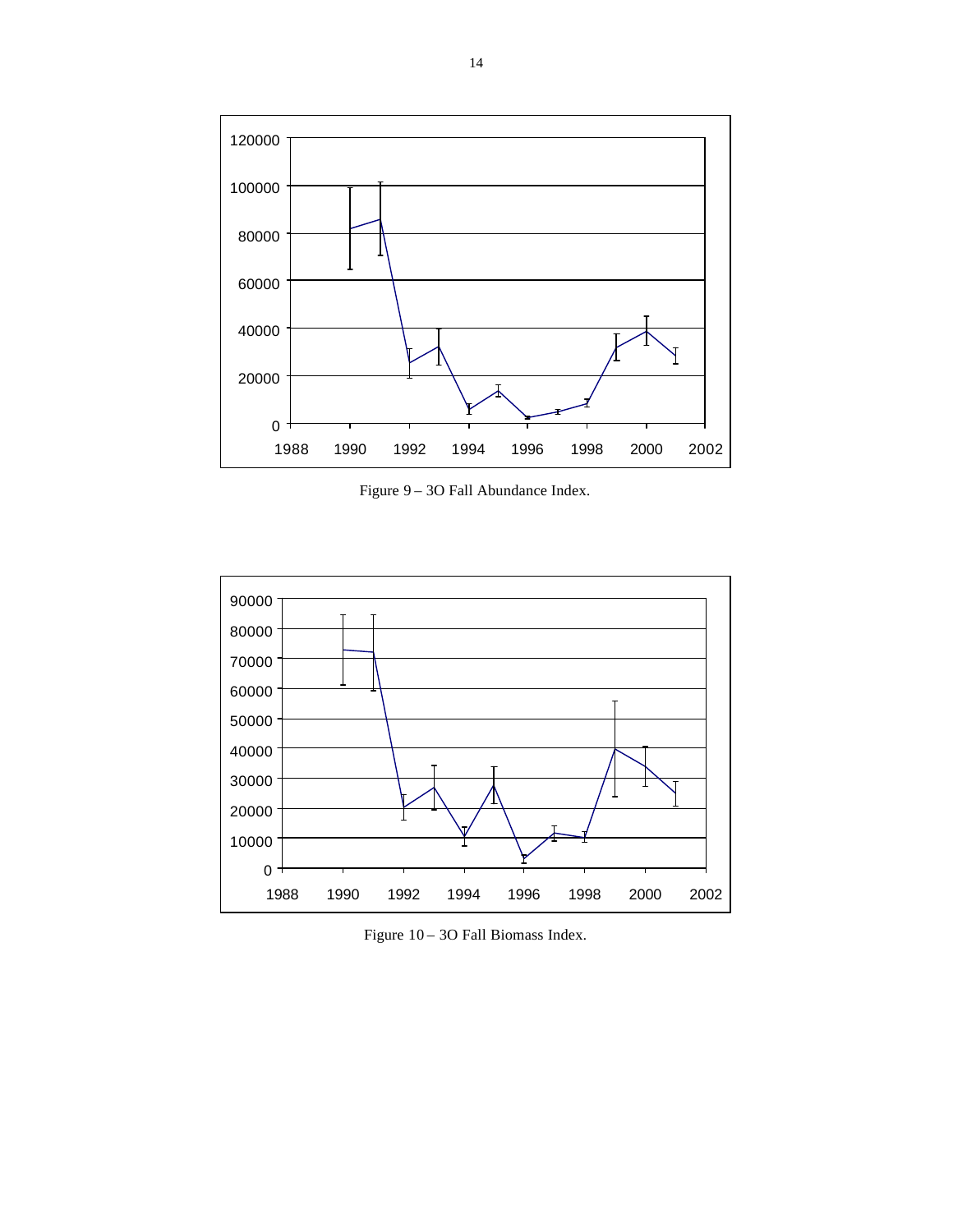Figure 9 – 3O Fall Abundance Index.

Figure 10 – 3O Fall Biomass Index.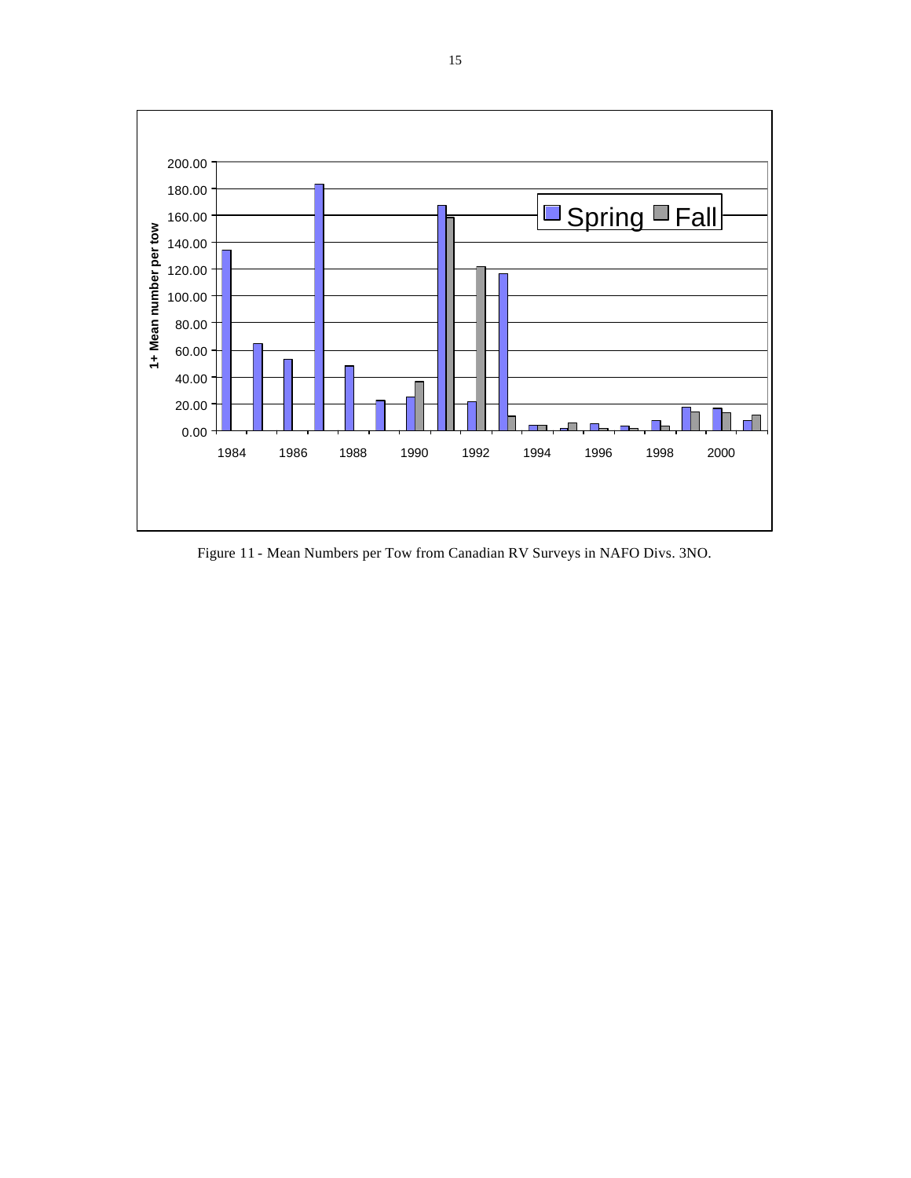200.00
180.00
160.00
140.00
120.00
100.00
80.00
60.00
40.00
20.00
0.00

1+ Mean number per tow

Spring Fall

1984 1986 1988 1990 1992 1994 1996 1998 2000

Figure 11 - Mean Numbers per Tow from Canadian RV Surveys in NAFO Divs. 3NO.